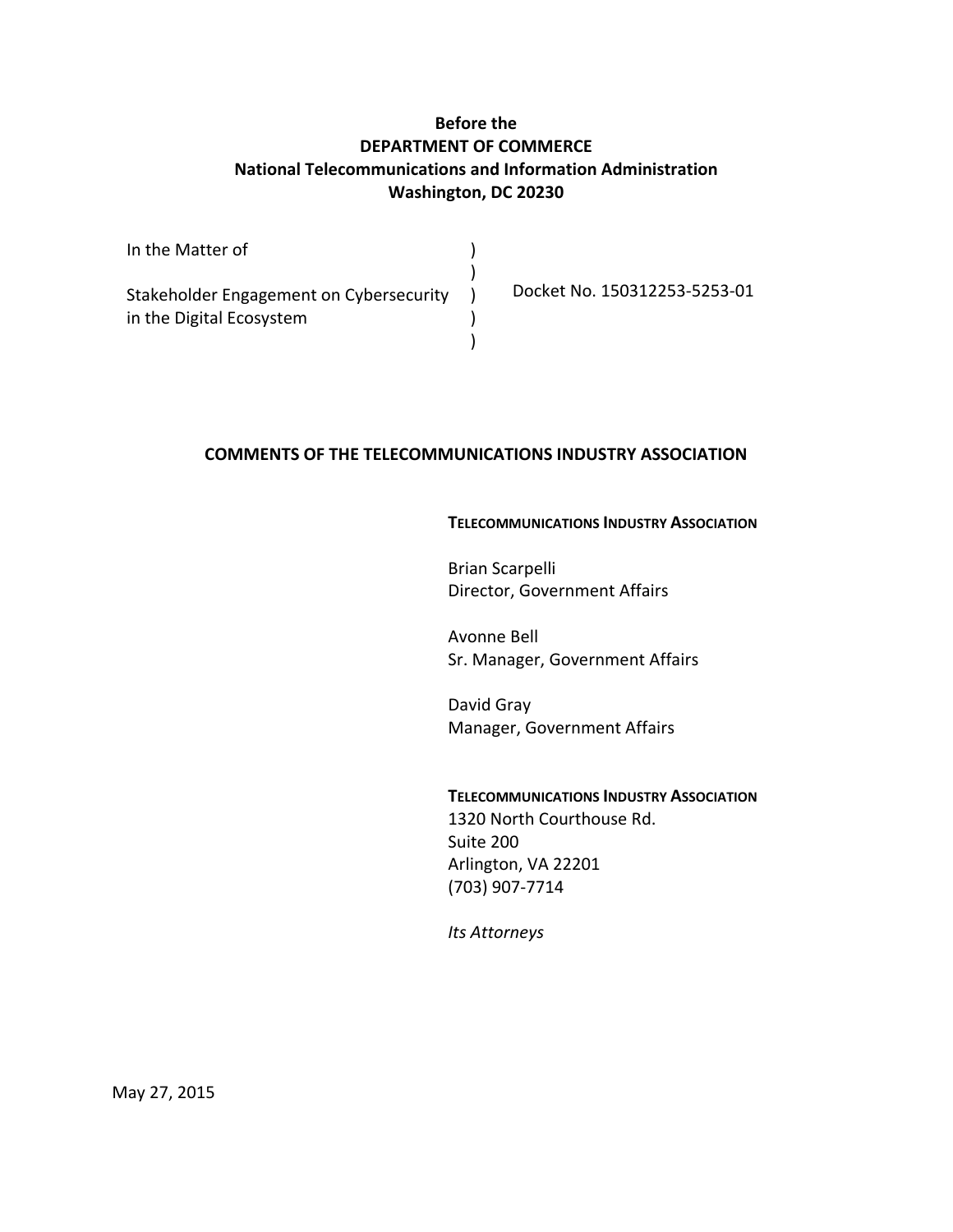**Before the**
**DEPARTMENT OF COMMERCE**
**National Telecommunications and Information Administration**
**Washington, DC 20230**

| | | |
|---|---|---|
| In the Matter of | ) | |
| | ) | |
| Stakeholder Engagement on Cybersecurity in the Digital Ecosystem | ) | Docket No. 150312253-5253-01 |
| | ) | |
| | ) | |

**COMMENTS OF THE TELECOMMUNICATIONS INDUSTRY ASSOCIATION**

**TELECOMMUNICATIONS INDUSTRY ASSOCIATION**

Brian Scarpelli
Director, Government Affairs

Avonne Bell
Sr. Manager, Government Affairs

David Gray
Manager, Government Affairs

**TELECOMMUNICATIONS INDUSTRY ASSOCIATION**
1320 North Courthouse Rd.
Suite 200
Arlington, VA 22201
(703) 907-7714

*Its Attorneys*

May 27, 2015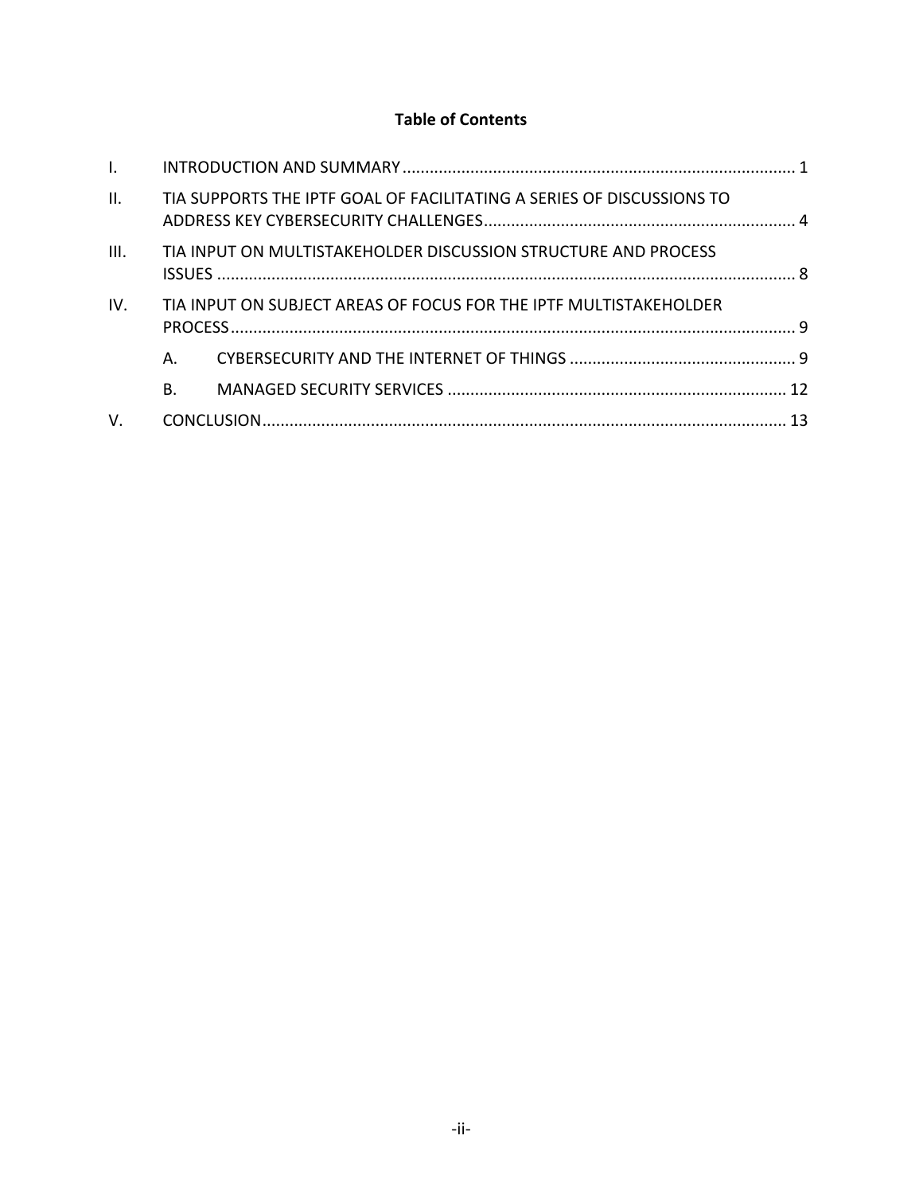**Table of Contents**

I. INTRODUCTION AND SUMMARY ........ 1

II. TIA SUPPORTS THE IPTF GOAL OF FACILITATING A SERIES OF DISCUSSIONS TO ADDRESS KEY CYBERSECURITY CHALLENGES ........ 4

III. TIA INPUT ON MULTISTAKEHOLDER DISCUSSION STRUCTURE AND PROCESS ISSUES ........ 8

IV. TIA INPUT ON SUBJECT AREAS OF FOCUS FOR THE IPTF MULTISTAKEHOLDER PROCESS ........ 9

- A. CYBERSECURITY AND THE INTERNET OF THINGS ........ 9
- B. MANAGED SECURITY SERVICES ........ 12

V. CONCLUSION ........ 13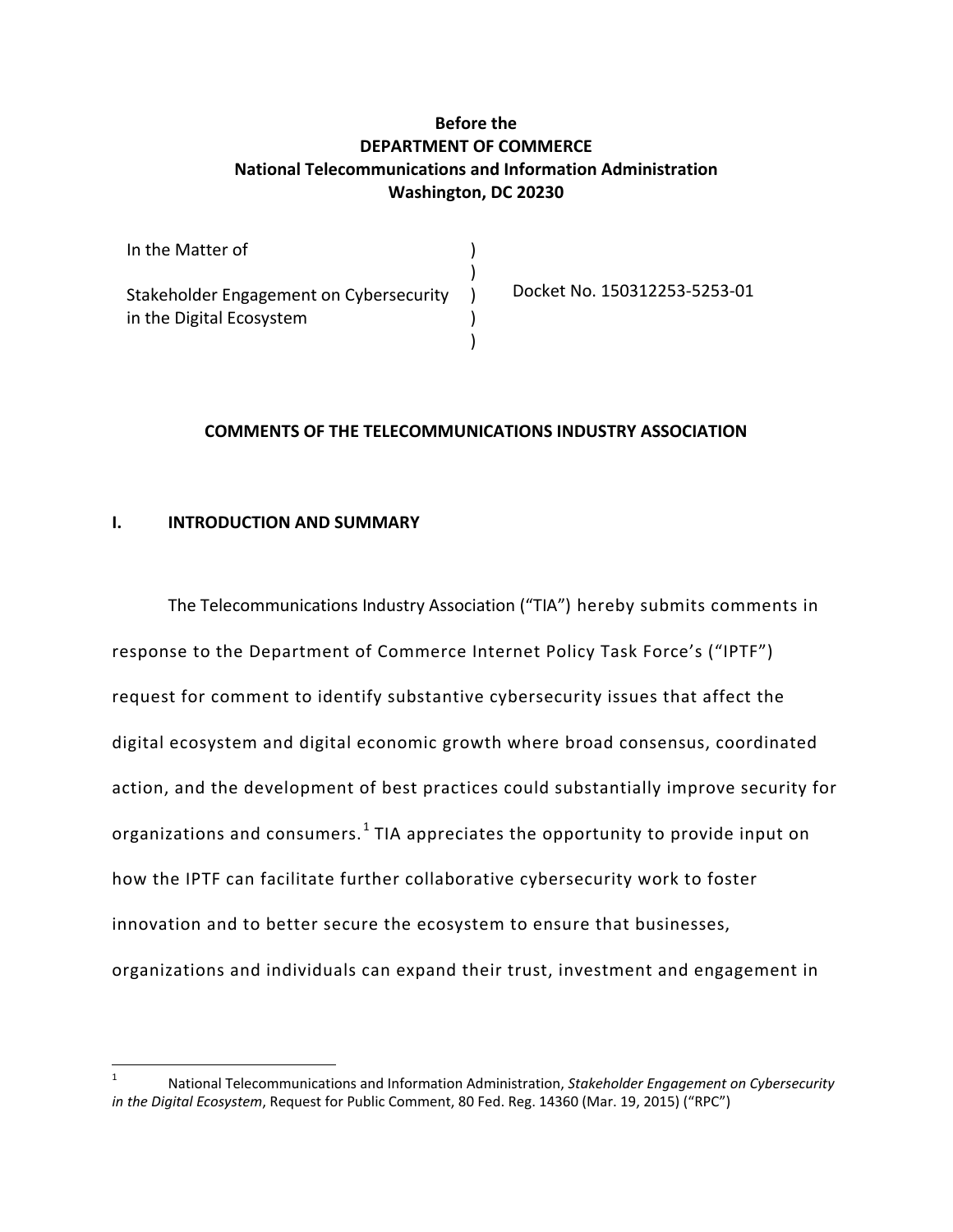**Before the**
**DEPARTMENT OF COMMERCE**
**National Telecommunications and Information Administration**
**Washington, DC 20230**

| | | |
|---|---|---|
| In the Matter of | ) | |
| | ) | |
| Stakeholder Engagement on Cybersecurity | ) | Docket No. 150312253-5253-01 |
| in the Digital Ecosystem | ) | |
| | ) | |

**COMMENTS OF THE TELECOMMUNICATIONS INDUSTRY ASSOCIATION**

## I. INTRODUCTION AND SUMMARY

The Telecommunications Industry Association ("TIA") hereby submits comments in response to the Department of Commerce Internet Policy Task Force's ("IPTF") request for comment to identify substantive cybersecurity issues that affect the digital ecosystem and digital economic growth where broad consensus, coordinated action, and the development of best practices could substantially improve security for organizations and consumers.[1] TIA appreciates the opportunity to provide input on how the IPTF can facilitate further collaborative cybersecurity work to foster innovation and to better secure the ecosystem to ensure that businesses, organizations and individuals can expand their trust, investment and engagement in

---

[1] National Telecommunications and Information Administration, *Stakeholder Engagement on Cybersecurity in the Digital Ecosystem*, Request for Public Comment, 80 Fed. Reg. 14360 (Mar. 19, 2015) ("RPC")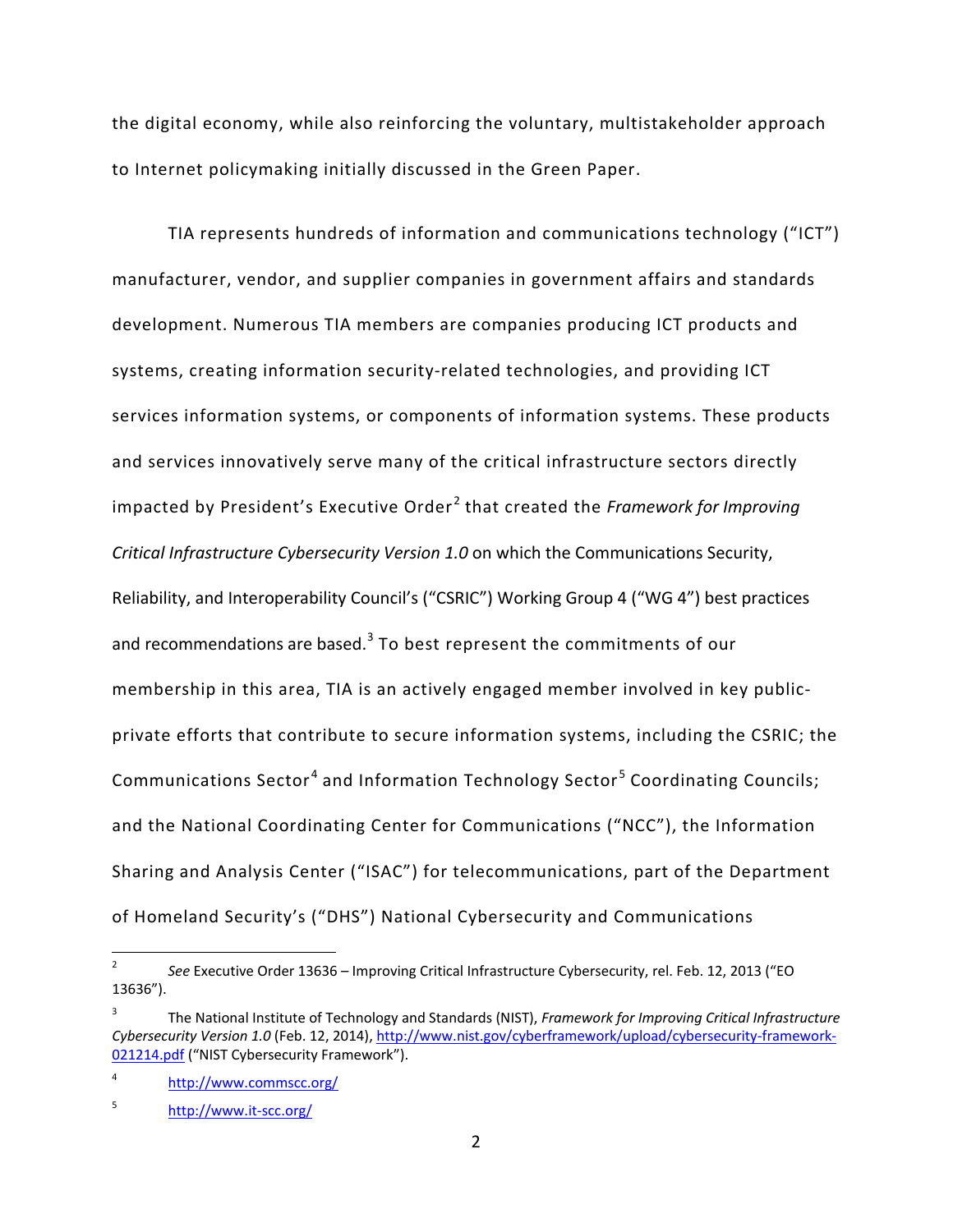the digital economy, while also reinforcing the voluntary, multistakeholder approach to Internet policymaking initially discussed in the Green Paper.

TIA represents hundreds of information and communications technology ("ICT") manufacturer, vendor, and supplier companies in government affairs and standards development. Numerous TIA members are companies producing ICT products and systems, creating information security-related technologies, and providing ICT services information systems, or components of information systems. These products and services innovatively serve many of the critical infrastructure sectors directly impacted by President's Executive Order[2] that created the *Framework for Improving Critical Infrastructure Cybersecurity Version 1.0* on which the Communications Security, Reliability, and Interoperability Council's ("CSRIC") Working Group 4 ("WG 4") best practices and recommendations are based.[3] To best represent the commitments of our membership in this area, TIA is an actively engaged member involved in key public-private efforts that contribute to secure information systems, including the CSRIC; the Communications Sector[4] and Information Technology Sector[5] Coordinating Councils; and the National Coordinating Center for Communications ("NCC"), the Information Sharing and Analysis Center ("ISAC") for telecommunications, part of the Department of Homeland Security's ("DHS") National Cybersecurity and Communications

---

[2] *See* Executive Order 13636 – Improving Critical Infrastructure Cybersecurity, rel. Feb. 12, 2013 ("EO 13636").

[3] The National Institute of Technology and Standards (NIST), *Framework for Improving Critical Infrastructure Cybersecurity Version 1.0* (Feb. 12, 2014), http://www.nist.gov/cyberframework/upload/cybersecurity-framework-021214.pdf ("NIST Cybersecurity Framework").

[4] http://www.commscc.org/

[5] http://www.it-scc.org/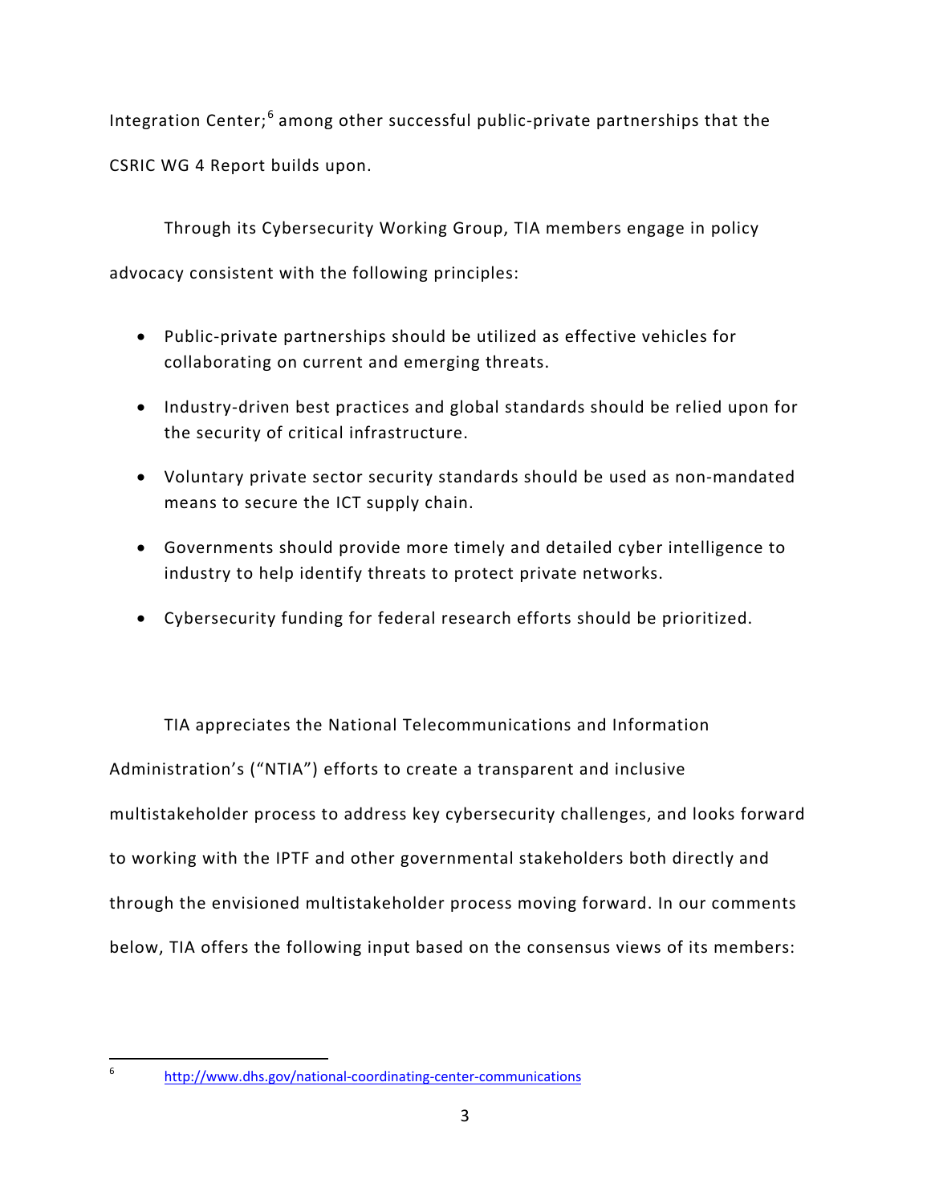Integration Center;[6] among other successful public-private partnerships that the CSRIC WG 4 Report builds upon.

Through its Cybersecurity Working Group, TIA members engage in policy advocacy consistent with the following principles:

- Public-private partnerships should be utilized as effective vehicles for collaborating on current and emerging threats.
- Industry-driven best practices and global standards should be relied upon for the security of critical infrastructure.
- Voluntary private sector security standards should be used as non-mandated means to secure the ICT supply chain.
- Governments should provide more timely and detailed cyber intelligence to industry to help identify threats to protect private networks.
- Cybersecurity funding for federal research efforts should be prioritized.

TIA appreciates the National Telecommunications and Information Administration's ("NTIA") efforts to create a transparent and inclusive multistakeholder process to address key cybersecurity challenges, and looks forward to working with the IPTF and other governmental stakeholders both directly and through the envisioned multistakeholder process moving forward. In our comments below, TIA offers the following input based on the consensus views of its members:

---

[6] http://www.dhs.gov/national-coordinating-center-communications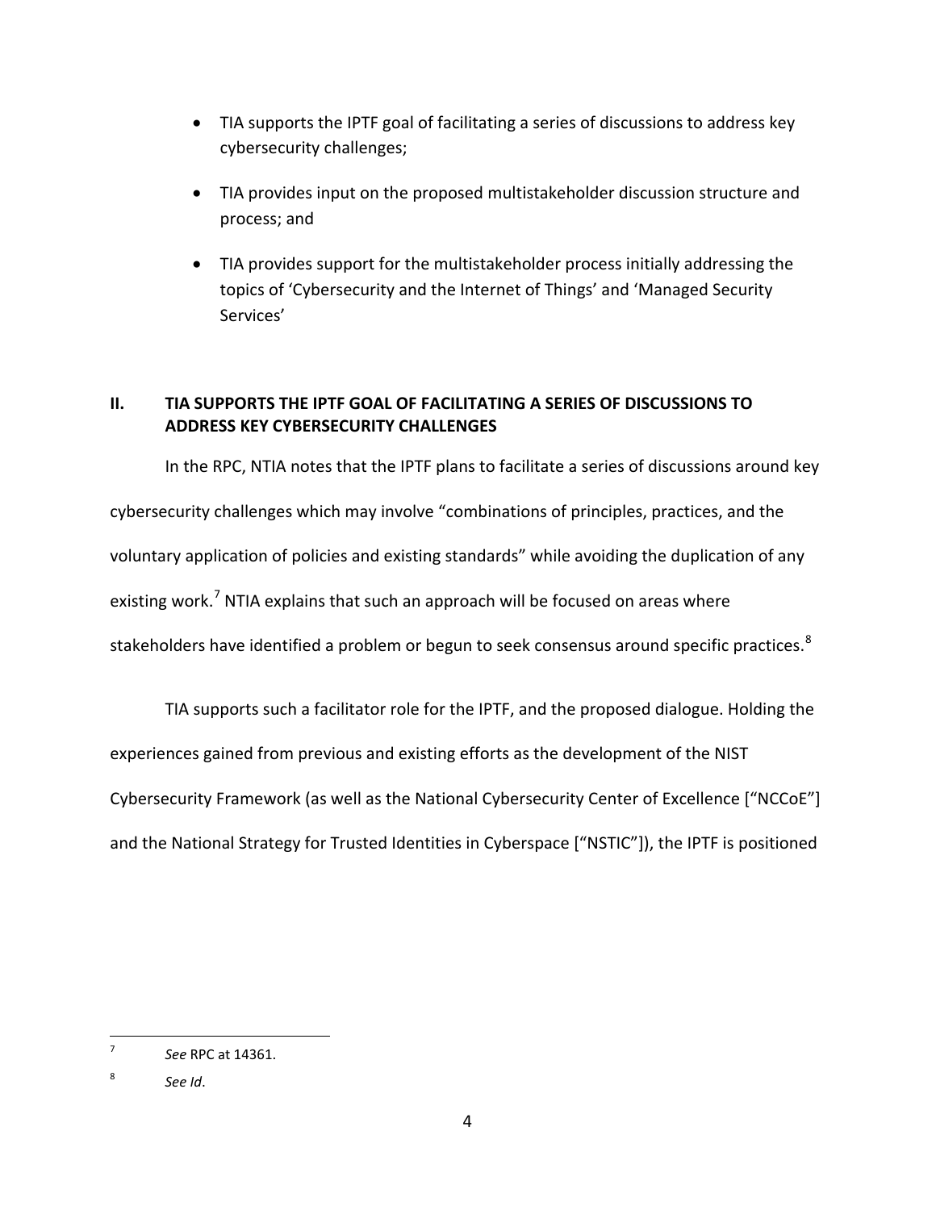- TIA supports the IPTF goal of facilitating a series of discussions to address key cybersecurity challenges;

- TIA provides input on the proposed multistakeholder discussion structure and process; and

- TIA provides support for the multistakeholder process initially addressing the topics of 'Cybersecurity and the Internet of Things' and 'Managed Security Services'

## II. TIA SUPPORTS THE IPTF GOAL OF FACILITATING A SERIES OF DISCUSSIONS TO ADDRESS KEY CYBERSECURITY CHALLENGES

In the RPC, NTIA notes that the IPTF plans to facilitate a series of discussions around key cybersecurity challenges which may involve "combinations of principles, practices, and the voluntary application of policies and existing standards" while avoiding the duplication of any existing work.[7] NTIA explains that such an approach will be focused on areas where stakeholders have identified a problem or begun to seek consensus around specific practices.[8]

TIA supports such a facilitator role for the IPTF, and the proposed dialogue. Holding the experiences gained from previous and existing efforts as the development of the NIST Cybersecurity Framework (as well as the National Cybersecurity Center of Excellence ["NCCoE"] and the National Strategy for Trusted Identities in Cyberspace ["NSTIC"]), the IPTF is positioned

---

[7] *See* RPC at 14361.

[8] *See Id*.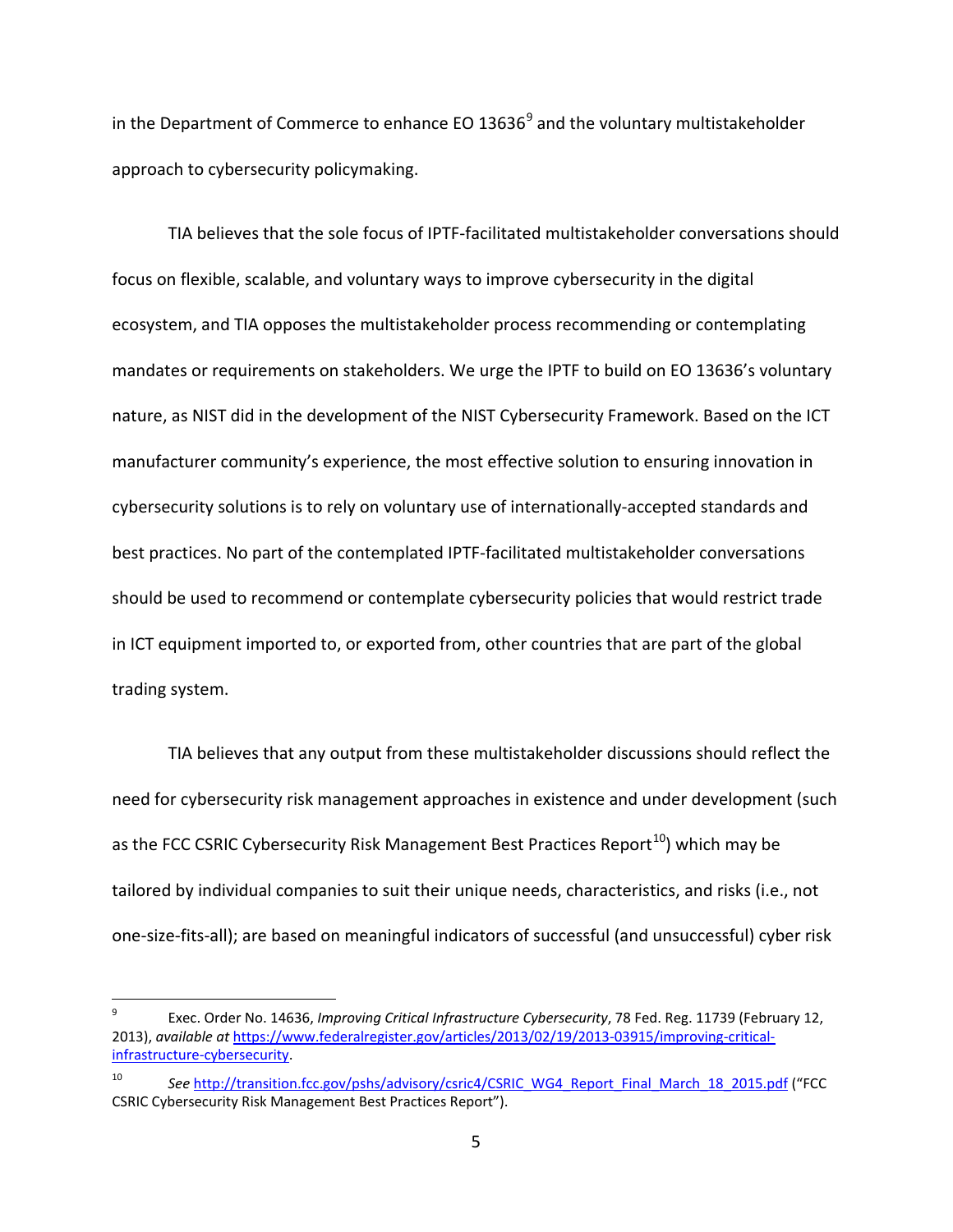in the Department of Commerce to enhance EO 13636[9] and the voluntary multistakeholder approach to cybersecurity policymaking.

TIA believes that the sole focus of IPTF-facilitated multistakeholder conversations should focus on flexible, scalable, and voluntary ways to improve cybersecurity in the digital ecosystem, and TIA opposes the multistakeholder process recommending or contemplating mandates or requirements on stakeholders. We urge the IPTF to build on EO 13636's voluntary nature, as NIST did in the development of the NIST Cybersecurity Framework. Based on the ICT manufacturer community's experience, the most effective solution to ensuring innovation in cybersecurity solutions is to rely on voluntary use of internationally-accepted standards and best practices. No part of the contemplated IPTF-facilitated multistakeholder conversations should be used to recommend or contemplate cybersecurity policies that would restrict trade in ICT equipment imported to, or exported from, other countries that are part of the global trading system.

TIA believes that any output from these multistakeholder discussions should reflect the need for cybersecurity risk management approaches in existence and under development (such as the FCC CSRIC Cybersecurity Risk Management Best Practices Report[10]) which may be tailored by individual companies to suit their unique needs, characteristics, and risks (i.e., not one-size-fits-all); are based on meaningful indicators of successful (and unsuccessful) cyber risk

---

[9] Exec. Order No. 14636, *Improving Critical Infrastructure Cybersecurity*, 78 Fed. Reg. 11739 (February 12, 2013), *available at* https://www.federalregister.gov/articles/2013/02/19/2013-03915/improving-critical-infrastructure-cybersecurity.

[10] *See* http://transition.fcc.gov/pshs/advisory/csric4/CSRIC_WG4_Report_Final_March_18_2015.pdf ("FCC CSRIC Cybersecurity Risk Management Best Practices Report").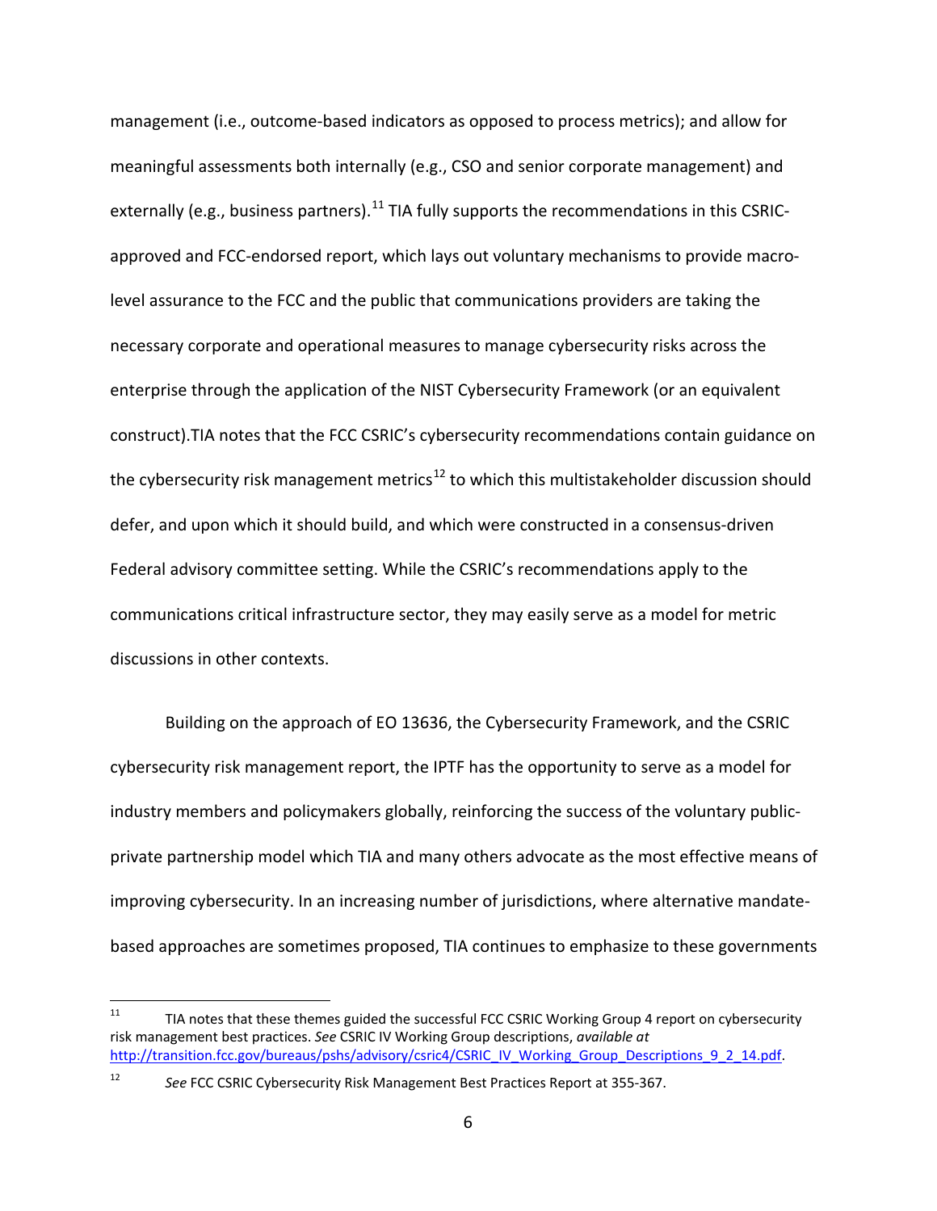management (i.e., outcome-based indicators as opposed to process metrics); and allow for meaningful assessments both internally (e.g., CSO and senior corporate management) and externally (e.g., business partners).[11] TIA fully supports the recommendations in this CSRIC-approved and FCC-endorsed report, which lays out voluntary mechanisms to provide macro-level assurance to the FCC and the public that communications providers are taking the necessary corporate and operational measures to manage cybersecurity risks across the enterprise through the application of the NIST Cybersecurity Framework (or an equivalent construct).TIA notes that the FCC CSRIC's cybersecurity recommendations contain guidance on the cybersecurity risk management metrics[12] to which this multistakeholder discussion should defer, and upon which it should build, and which were constructed in a consensus-driven Federal advisory committee setting. While the CSRIC's recommendations apply to the communications critical infrastructure sector, they may easily serve as a model for metric discussions in other contexts.

Building on the approach of EO 13636, the Cybersecurity Framework, and the CSRIC cybersecurity risk management report, the IPTF has the opportunity to serve as a model for industry members and policymakers globally, reinforcing the success of the voluntary public-private partnership model which TIA and many others advocate as the most effective means of improving cybersecurity. In an increasing number of jurisdictions, where alternative mandate-based approaches are sometimes proposed, TIA continues to emphasize to these governments

---

[11] TIA notes that these themes guided the successful FCC CSRIC Working Group 4 report on cybersecurity risk management best practices. *See* CSRIC IV Working Group descriptions, *available at* http://transition.fcc.gov/bureaus/pshs/advisory/csric4/CSRIC_IV_Working_Group_Descriptions_9_2_14.pdf.

[12] *See* FCC CSRIC Cybersecurity Risk Management Best Practices Report at 355-367.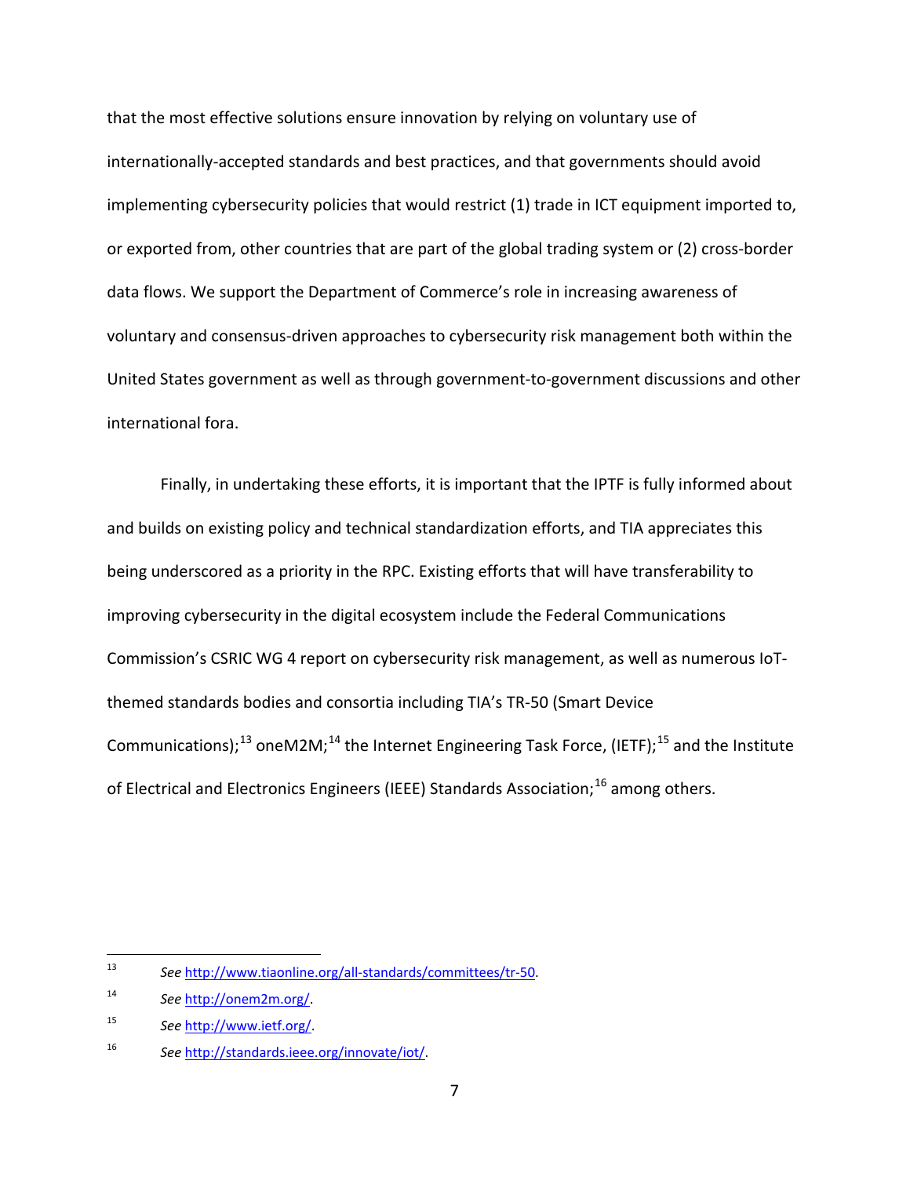that the most effective solutions ensure innovation by relying on voluntary use of internationally-accepted standards and best practices, and that governments should avoid implementing cybersecurity policies that would restrict (1) trade in ICT equipment imported to, or exported from, other countries that are part of the global trading system or (2) cross-border data flows. We support the Department of Commerce's role in increasing awareness of voluntary and consensus-driven approaches to cybersecurity risk management both within the United States government as well as through government-to-government discussions and other international fora.

Finally, in undertaking these efforts, it is important that the IPTF is fully informed about and builds on existing policy and technical standardization efforts, and TIA appreciates this being underscored as a priority in the RPC. Existing efforts that will have transferability to improving cybersecurity in the digital ecosystem include the Federal Communications Commission's CSRIC WG 4 report on cybersecurity risk management, as well as numerous IoT-themed standards bodies and consortia including TIA's TR-50 (Smart Device Communications);[13] oneM2M;[14] the Internet Engineering Task Force, (IETF);[15] and the Institute of Electrical and Electronics Engineers (IEEE) Standards Association;[16] among others.

---

[13] *See* http://www.tiaonline.org/all-standards/committees/tr-50.

[14] *See* http://onem2m.org/.

[15] *See* http://www.ietf.org/.

[16] *See* http://standards.ieee.org/innovate/iot/.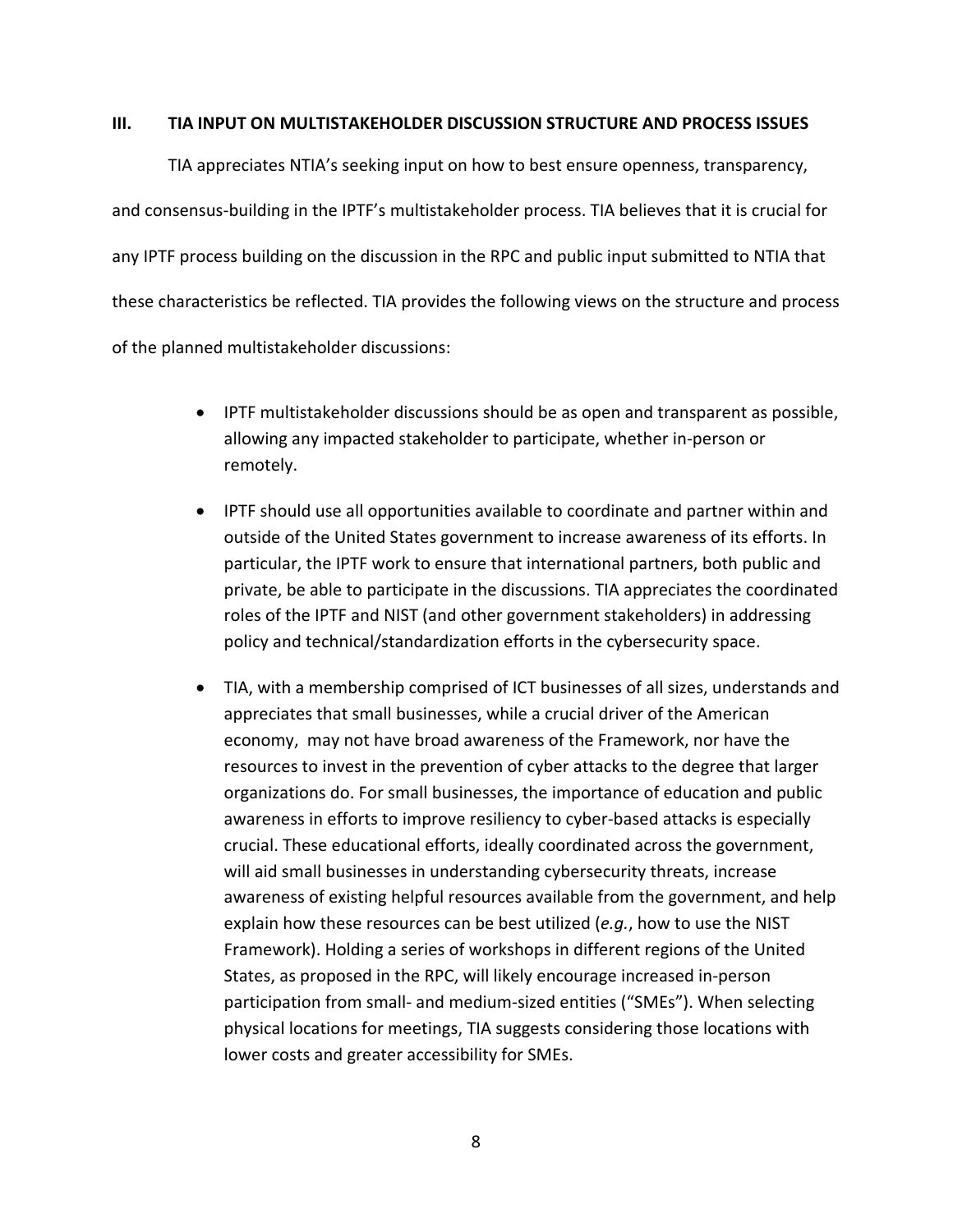## III. TIA INPUT ON MULTISTAKEHOLDER DISCUSSION STRUCTURE AND PROCESS ISSUES

TIA appreciates NTIA's seeking input on how to best ensure openness, transparency, and consensus-building in the IPTF's multistakeholder process. TIA believes that it is crucial for any IPTF process building on the discussion in the RPC and public input submitted to NTIA that these characteristics be reflected. TIA provides the following views on the structure and process of the planned multistakeholder discussions:

- IPTF multistakeholder discussions should be as open and transparent as possible, allowing any impacted stakeholder to participate, whether in-person or remotely.
- IPTF should use all opportunities available to coordinate and partner within and outside of the United States government to increase awareness of its efforts. In particular, the IPTF work to ensure that international partners, both public and private, be able to participate in the discussions. TIA appreciates the coordinated roles of the IPTF and NIST (and other government stakeholders) in addressing policy and technical/standardization efforts in the cybersecurity space.
- TIA, with a membership comprised of ICT businesses of all sizes, understands and appreciates that small businesses, while a crucial driver of the American economy, may not have broad awareness of the Framework, nor have the resources to invest in the prevention of cyber attacks to the degree that larger organizations do. For small businesses, the importance of education and public awareness in efforts to improve resiliency to cyber-based attacks is especially crucial. These educational efforts, ideally coordinated across the government, will aid small businesses in understanding cybersecurity threats, increase awareness of existing helpful resources available from the government, and help explain how these resources can be best utilized (*e.g.*, how to use the NIST Framework). Holding a series of workshops in different regions of the United States, as proposed in the RPC, will likely encourage increased in-person participation from small- and medium-sized entities ("SMEs"). When selecting physical locations for meetings, TIA suggests considering those locations with lower costs and greater accessibility for SMEs.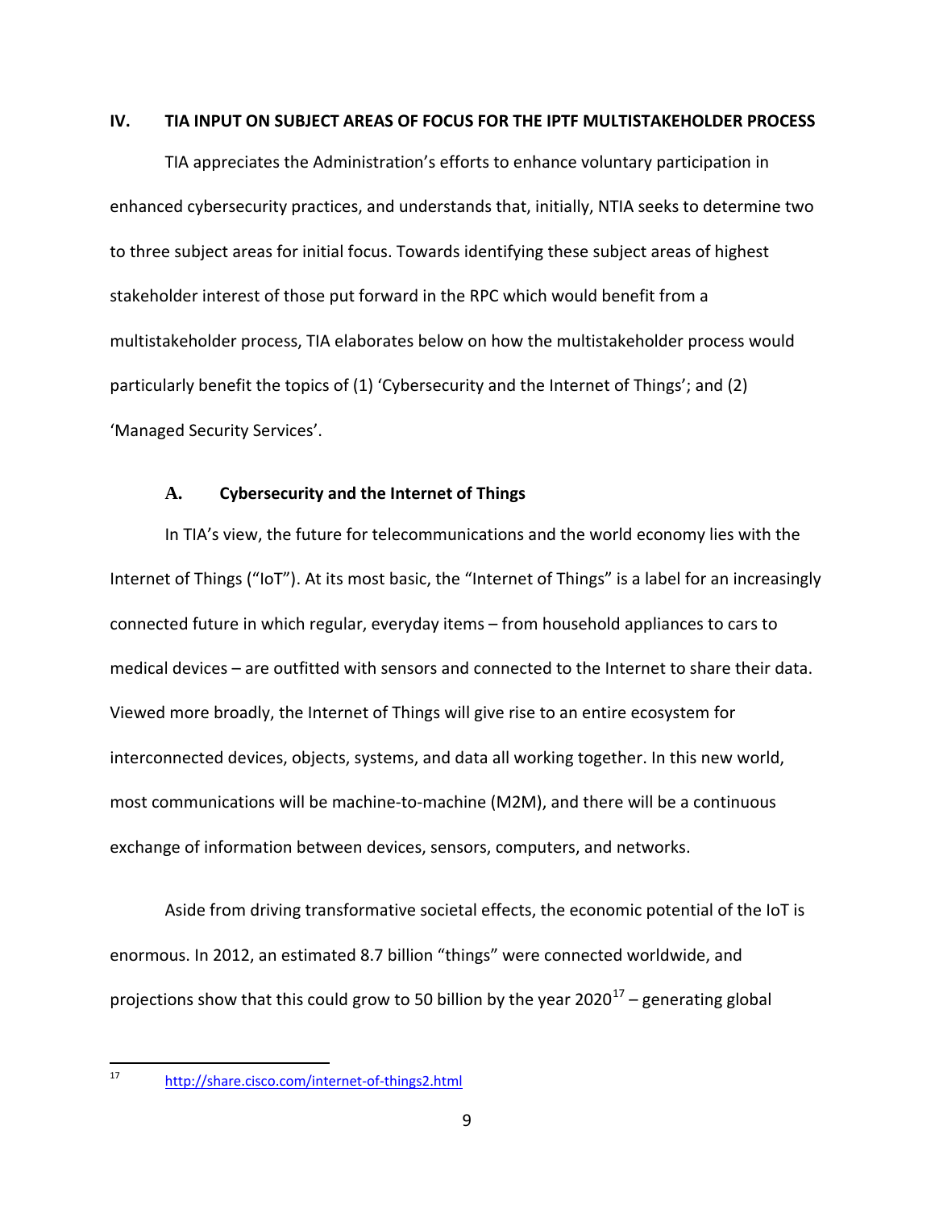## IV. TIA INPUT ON SUBJECT AREAS OF FOCUS FOR THE IPTF MULTISTAKEHOLDER PROCESS

TIA appreciates the Administration's efforts to enhance voluntary participation in enhanced cybersecurity practices, and understands that, initially, NTIA seeks to determine two to three subject areas for initial focus. Towards identifying these subject areas of highest stakeholder interest of those put forward in the RPC which would benefit from a multistakeholder process, TIA elaborates below on how the multistakeholder process would particularly benefit the topics of (1) 'Cybersecurity and the Internet of Things'; and (2) 'Managed Security Services'.

### A. Cybersecurity and the Internet of Things

In TIA's view, the future for telecommunications and the world economy lies with the Internet of Things ("IoT"). At its most basic, the "Internet of Things" is a label for an increasingly connected future in which regular, everyday items – from household appliances to cars to medical devices – are outfitted with sensors and connected to the Internet to share their data. Viewed more broadly, the Internet of Things will give rise to an entire ecosystem for interconnected devices, objects, systems, and data all working together. In this new world, most communications will be machine-to-machine (M2M), and there will be a continuous exchange of information between devices, sensors, computers, and networks.

Aside from driving transformative societal effects, the economic potential of the IoT is enormous. In 2012, an estimated 8.7 billion "things" were connected worldwide, and projections show that this could grow to 50 billion by the year 2020[17] – generating global

[17] http://share.cisco.com/internet-of-things2.html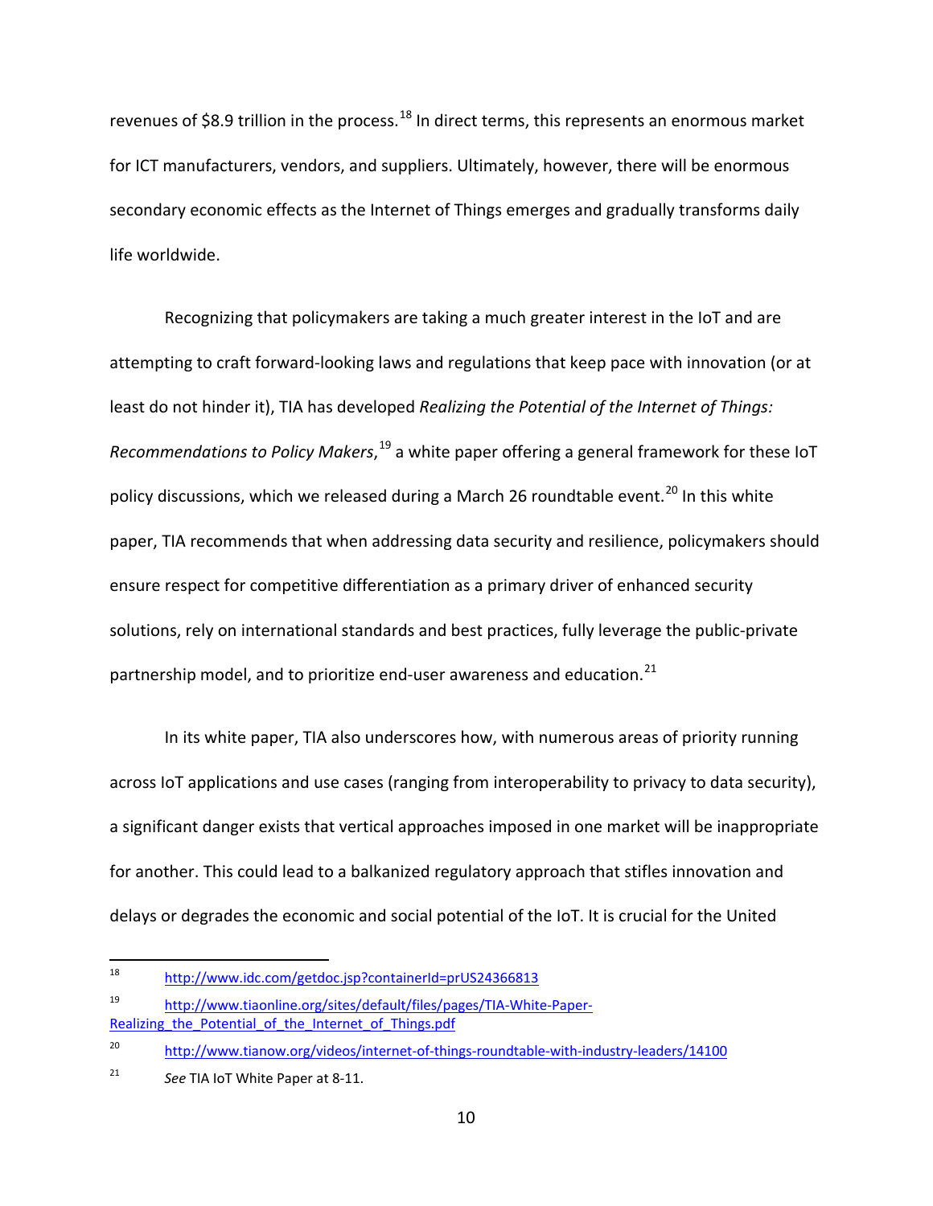revenues of $8.9 trillion in the process.[18] In direct terms, this represents an enormous market for ICT manufacturers, vendors, and suppliers. Ultimately, however, there will be enormous secondary economic effects as the Internet of Things emerges and gradually transforms daily life worldwide.

Recognizing that policymakers are taking a much greater interest in the IoT and are attempting to craft forward-looking laws and regulations that keep pace with innovation (or at least do not hinder it), TIA has developed *Realizing the Potential of the Internet of Things: Recommendations to Policy Makers*,[19] a white paper offering a general framework for these IoT policy discussions, which we released during a March 26 roundtable event.[20] In this white paper, TIA recommends that when addressing data security and resilience, policymakers should ensure respect for competitive differentiation as a primary driver of enhanced security solutions, rely on international standards and best practices, fully leverage the public-private partnership model, and to prioritize end-user awareness and education.[21]

In its white paper, TIA also underscores how, with numerous areas of priority running across IoT applications and use cases (ranging from interoperability to privacy to data security), a significant danger exists that vertical approaches imposed in one market will be inappropriate for another. This could lead to a balkanized regulatory approach that stifles innovation and delays or degrades the economic and social potential of the IoT. It is crucial for the United

---

[18] http://www.idc.com/getdoc.jsp?containerId=prUS24366813

[19] http://www.tiaonline.org/sites/default/files/pages/TIA-White-Paper-Realizing_the_Potential_of_the_Internet_of_Things.pdf

[20] http://www.tianow.org/videos/internet-of-things-roundtable-with-industry-leaders/14100

[21] *See* TIA IoT White Paper at 8-11.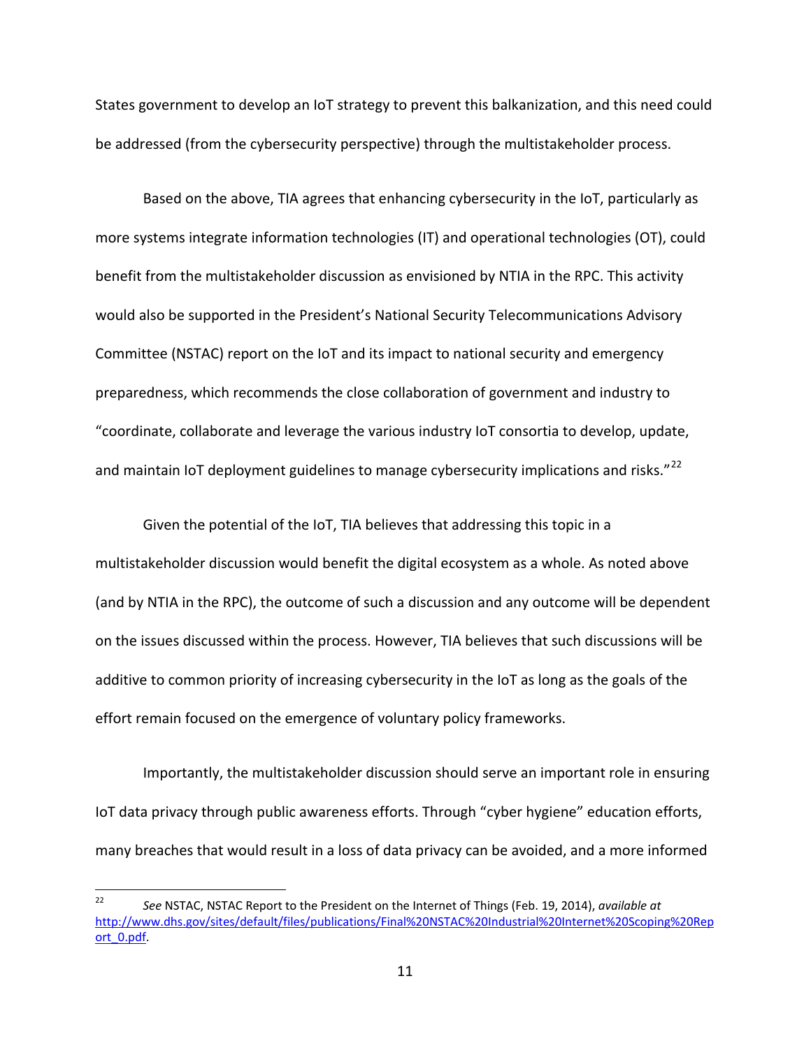States government to develop an IoT strategy to prevent this balkanization, and this need could be addressed (from the cybersecurity perspective) through the multistakeholder process.

Based on the above, TIA agrees that enhancing cybersecurity in the IoT, particularly as more systems integrate information technologies (IT) and operational technologies (OT), could benefit from the multistakeholder discussion as envisioned by NTIA in the RPC. This activity would also be supported in the President's National Security Telecommunications Advisory Committee (NSTAC) report on the IoT and its impact to national security and emergency preparedness, which recommends the close collaboration of government and industry to "coordinate, collaborate and leverage the various industry IoT consortia to develop, update, and maintain IoT deployment guidelines to manage cybersecurity implications and risks."[22]

Given the potential of the IoT, TIA believes that addressing this topic in a multistakeholder discussion would benefit the digital ecosystem as a whole. As noted above (and by NTIA in the RPC), the outcome of such a discussion and any outcome will be dependent on the issues discussed within the process. However, TIA believes that such discussions will be additive to common priority of increasing cybersecurity in the IoT as long as the goals of the effort remain focused on the emergence of voluntary policy frameworks.

Importantly, the multistakeholder discussion should serve an important role in ensuring IoT data privacy through public awareness efforts. Through "cyber hygiene" education efforts, many breaches that would result in a loss of data privacy can be avoided, and a more informed

---

[22] *See* NSTAC, NSTAC Report to the President on the Internet of Things (Feb. 19, 2014), *available at* http://www.dhs.gov/sites/default/files/publications/Final%20NSTAC%20Industrial%20Internet%20Scoping%20Report_0.pdf.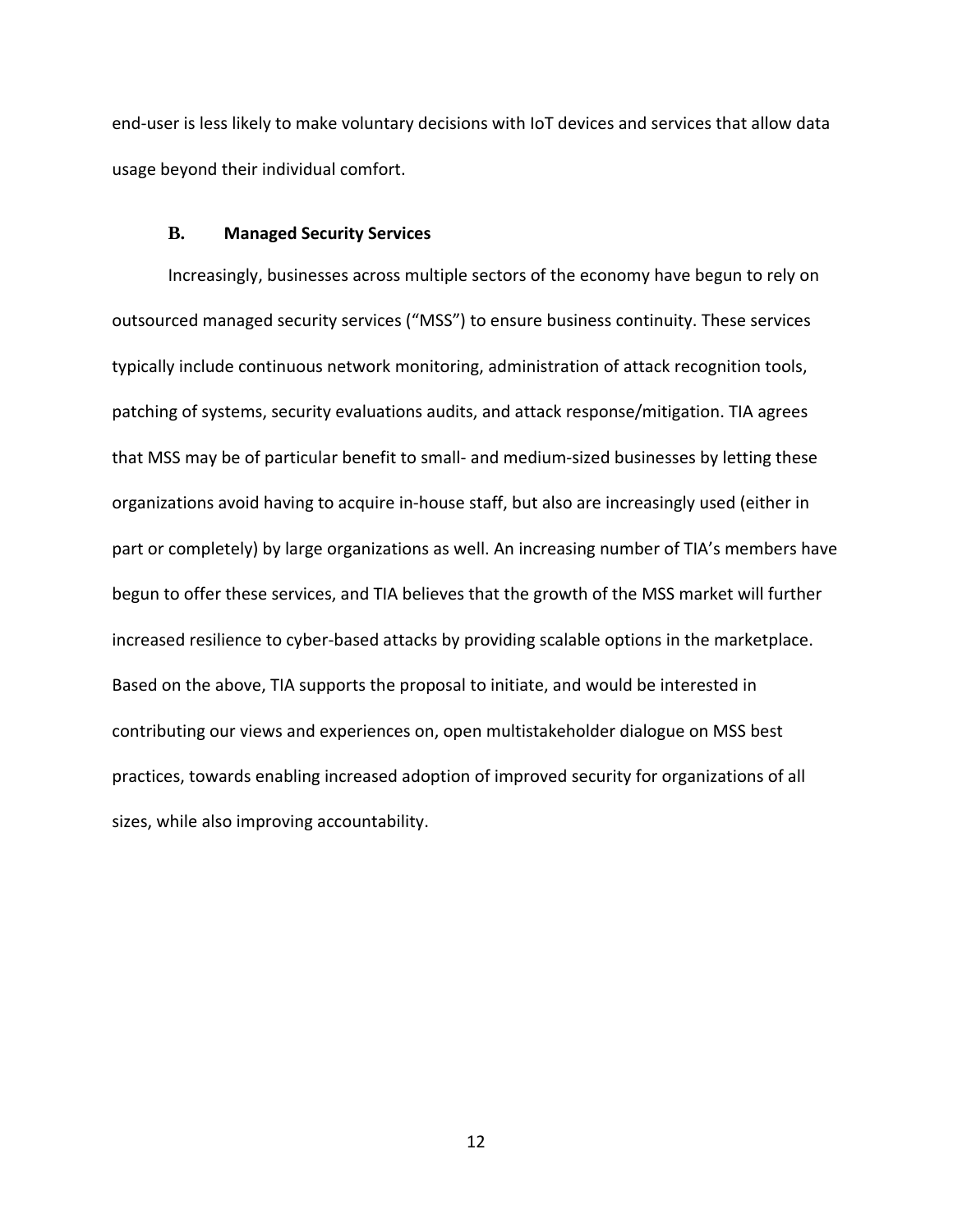end-user is less likely to make voluntary decisions with IoT devices and services that allow data usage beyond their individual comfort.

### B. Managed Security Services

Increasingly, businesses across multiple sectors of the economy have begun to rely on outsourced managed security services ("MSS") to ensure business continuity. These services typically include continuous network monitoring, administration of attack recognition tools, patching of systems, security evaluations audits, and attack response/mitigation. TIA agrees that MSS may be of particular benefit to small- and medium-sized businesses by letting these organizations avoid having to acquire in-house staff, but also are increasingly used (either in part or completely) by large organizations as well. An increasing number of TIA's members have begun to offer these services, and TIA believes that the growth of the MSS market will further increased resilience to cyber-based attacks by providing scalable options in the marketplace. Based on the above, TIA supports the proposal to initiate, and would be interested in contributing our views and experiences on, open multistakeholder dialogue on MSS best practices, towards enabling increased adoption of improved security for organizations of all sizes, while also improving accountability.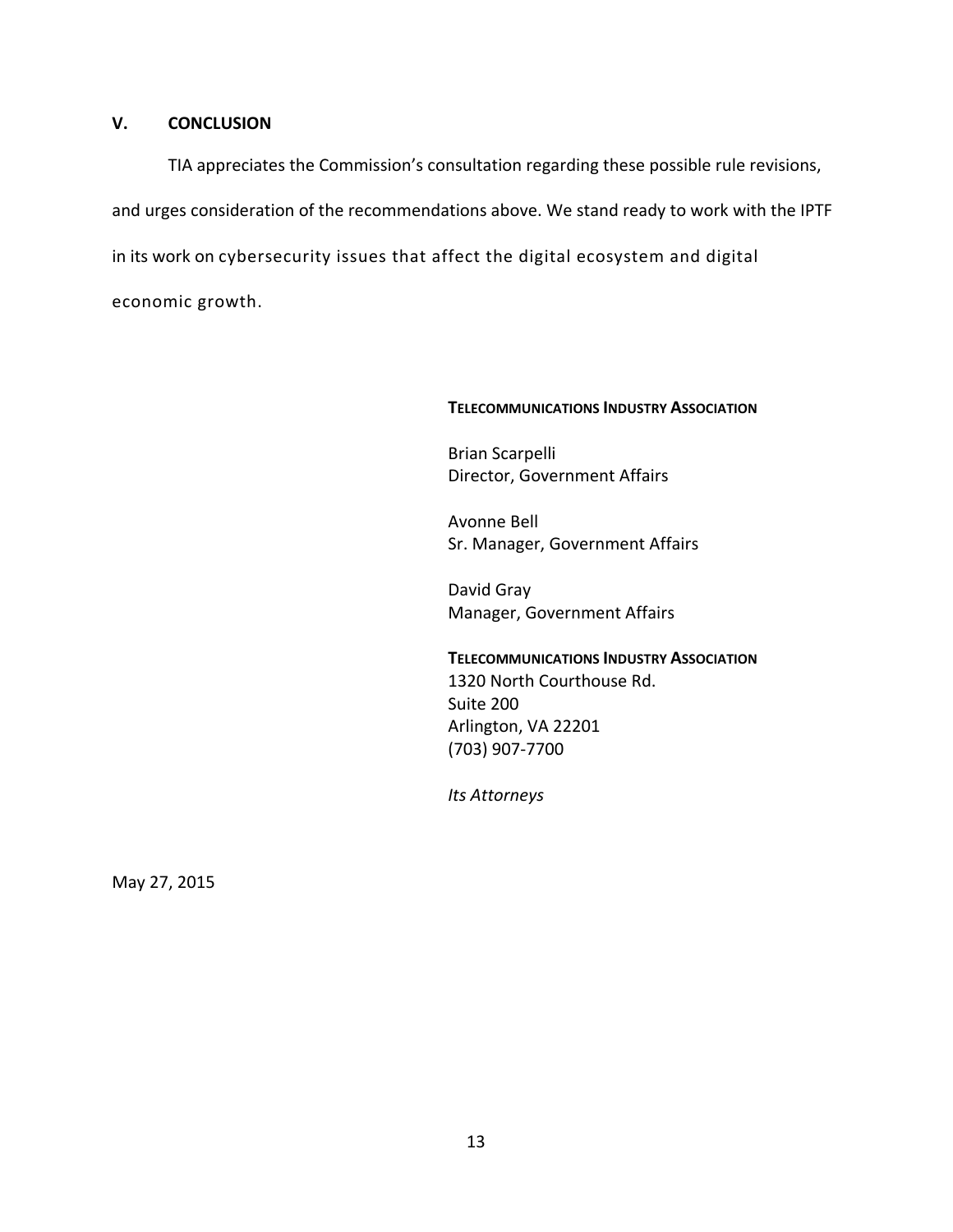## V. CONCLUSION

TIA appreciates the Commission's consultation regarding these possible rule revisions, and urges consideration of the recommendations above. We stand ready to work with the IPTF in its work on cybersecurity issues that affect the digital ecosystem and digital economic growth.

**TELECOMMUNICATIONS INDUSTRY ASSOCIATION**

Brian Scarpelli
Director, Government Affairs

Avonne Bell
Sr. Manager, Government Affairs

David Gray
Manager, Government Affairs

**TELECOMMUNICATIONS INDUSTRY ASSOCIATION**
1320 North Courthouse Rd.
Suite 200
Arlington, VA 22201
(703) 907-7700

*Its Attorneys*

May 27, 2015